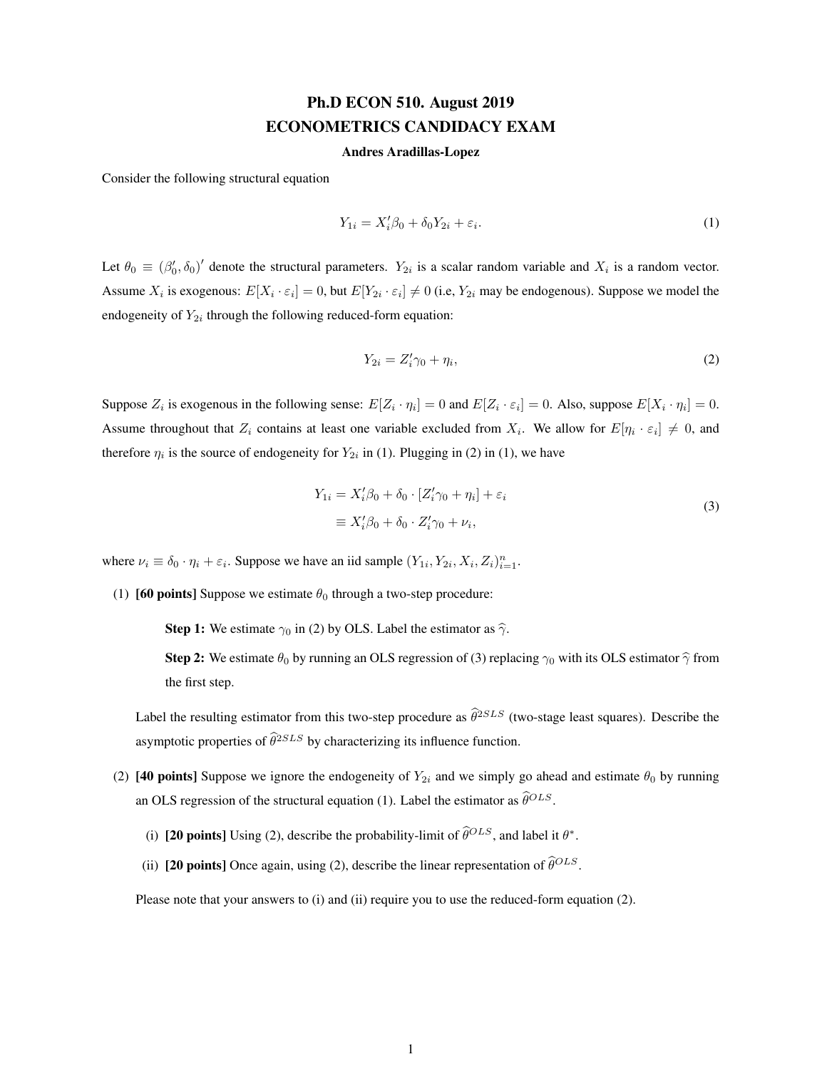# Ph.D ECON 510. August 2019
# ECONOMETRICS CANDIDACY EXAM

**Andres Aradillas-Lopez**

Consider the following structural equation

$$Y_{1i} = X_i'\beta_0 + \delta_0 Y_{2i} + \varepsilon_i. \tag{1}$$

Let $\theta_0 \equiv (\beta_0', \delta_0)'$ denote the structural parameters. $Y_{2i}$ is a scalar random variable and $X_i$ is a random vector. Assume $X_i$ is exogenous: $E[X_i \cdot \varepsilon_i] = 0$, but $E[Y_{2i} \cdot \varepsilon_i] \neq 0$ (i.e, $Y_{2i}$ may be endogenous). Suppose we model the endogeneity of $Y_{2i}$ through the following reduced-form equation:

$$Y_{2i} = Z_i'\gamma_0 + \eta_i, \tag{2}$$

Suppose $Z_i$ is exogenous in the following sense: $E[Z_i \cdot \eta_i] = 0$ and $E[Z_i \cdot \varepsilon_i] = 0$. Also, suppose $E[X_i \cdot \eta_i] = 0$. Assume throughout that $Z_i$ contains at least one variable excluded from $X_i$. We allow for $E[\eta_i \cdot \varepsilon_i] \neq 0$, and therefore $\eta_i$ is the source of endogeneity for $Y_{2i}$ in (1). Plugging in (2) in (1), we have

$$\begin{aligned} Y_{1i} &= X_i'\beta_0 + \delta_0 \cdot [Z_i'\gamma_0 + \eta_i] + \varepsilon_i \\ &\equiv X_i'\beta_0 + \delta_0 \cdot Z_i'\gamma_0 + \nu_i, \end{aligned} \tag{3}$$

where $\nu_i \equiv \delta_0 \cdot \eta_i + \varepsilon_i$. Suppose we have an iid sample $(Y_{1i}, Y_{2i}, X_i, Z_i)_{i=1}^n$.

(1) **[60 points]** Suppose we estimate $\theta_0$ through a two-step procedure:

> **Step 1:** We estimate $\gamma_0$ in (2) by OLS. Label the estimator as $\widehat{\gamma}$.
>
> **Step 2:** We estimate $\theta_0$ by running an OLS regression of (3) replacing $\gamma_0$ with its OLS estimator $\widehat{\gamma}$ from the first step.

Label the resulting estimator from this two-step procedure as $\widehat{\theta}^{2SLS}$ (two-stage least squares). Describe the asymptotic properties of $\widehat{\theta}^{2SLS}$ by characterizing its influence function.

(2) **[40 points]** Suppose we ignore the endogeneity of $Y_{2i}$ and we simply go ahead and estimate $\theta_0$ by running an OLS regression of the structural equation (1). Label the estimator as $\widehat{\theta}^{OLS}$.

(i) **[20 points]** Using (2), describe the probability-limit of $\widehat{\theta}^{OLS}$, and label it $\theta^*$.

(ii) **[20 points]** Once again, using (2), describe the linear representation of $\widehat{\theta}^{OLS}$.

Please note that your answers to (i) and (ii) require you to use the reduced-form equation (2).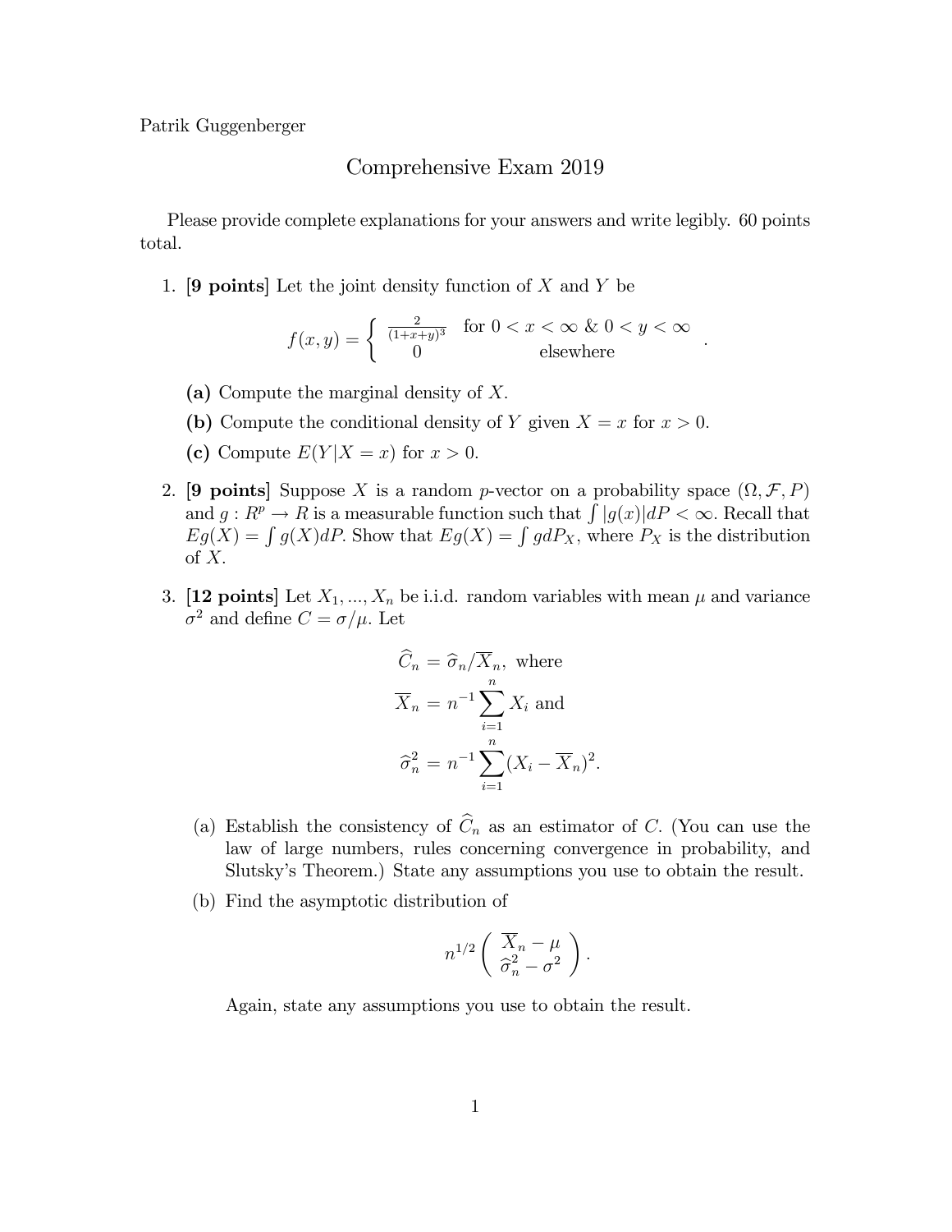Patrik Guggenberger

# Comprehensive Exam 2019

Please provide complete explanations for your answers and write legibly. 60 points total.

1. **[9 points]** Let the joint density function of $X$ and $Y$ be

$$f(x,y) = \begin{cases} \frac{2}{(1+x+y)^3} & \text{for } 0 < x < \infty \ \& \ 0 < y < \infty \\ 0 & \text{elsewhere} \end{cases}.$$

   **(a)** Compute the marginal density of $X$.

   **(b)** Compute the conditional density of $Y$ given $X = x$ for $x > 0$.

   **(c)** Compute $E(Y|X = x)$ for $x > 0$.

2. **[9 points]** Suppose $X$ is a random $p$-vector on a probability space $(\Omega, \mathcal{F}, P)$ and $g : R^p \to R$ is a measurable function such that $\int |g(x)| dP < \infty$. Recall that $Eg(X) = \int g(X) dP$. Show that $Eg(X) = \int g dP_X$, where $P_X$ is the distribution of $X$.

3. **[12 points]** Let $X_1, ..., X_n$ be i.i.d. random variables with mean $\mu$ and variance $\sigma^2$ and define $C = \sigma/\mu$. Let

$$\begin{aligned} \widehat{C}_n &= \widehat{\sigma}_n / \overline{X}_n, \text{ where} \\ \overline{X}_n &= n^{-1} \sum_{i=1}^{n} X_i \text{ and} \\ \widehat{\sigma}_n^2 &= n^{-1} \sum_{i=1}^{n} (X_i - \overline{X}_n)^2. \end{aligned}$$

   (a) Establish the consistency of $\widehat{C}_n$ as an estimator of $C$. (You can use the law of large numbers, rules concerning convergence in probability, and Slutsky's Theorem.) State any assumptions you use to obtain the result.

   (b) Find the asymptotic distribution of

$$n^{1/2} \begin{pmatrix} \overline{X}_n - \mu \\ \widehat{\sigma}_n^2 - \sigma^2 \end{pmatrix}.$$

   Again, state any assumptions you use to obtain the result.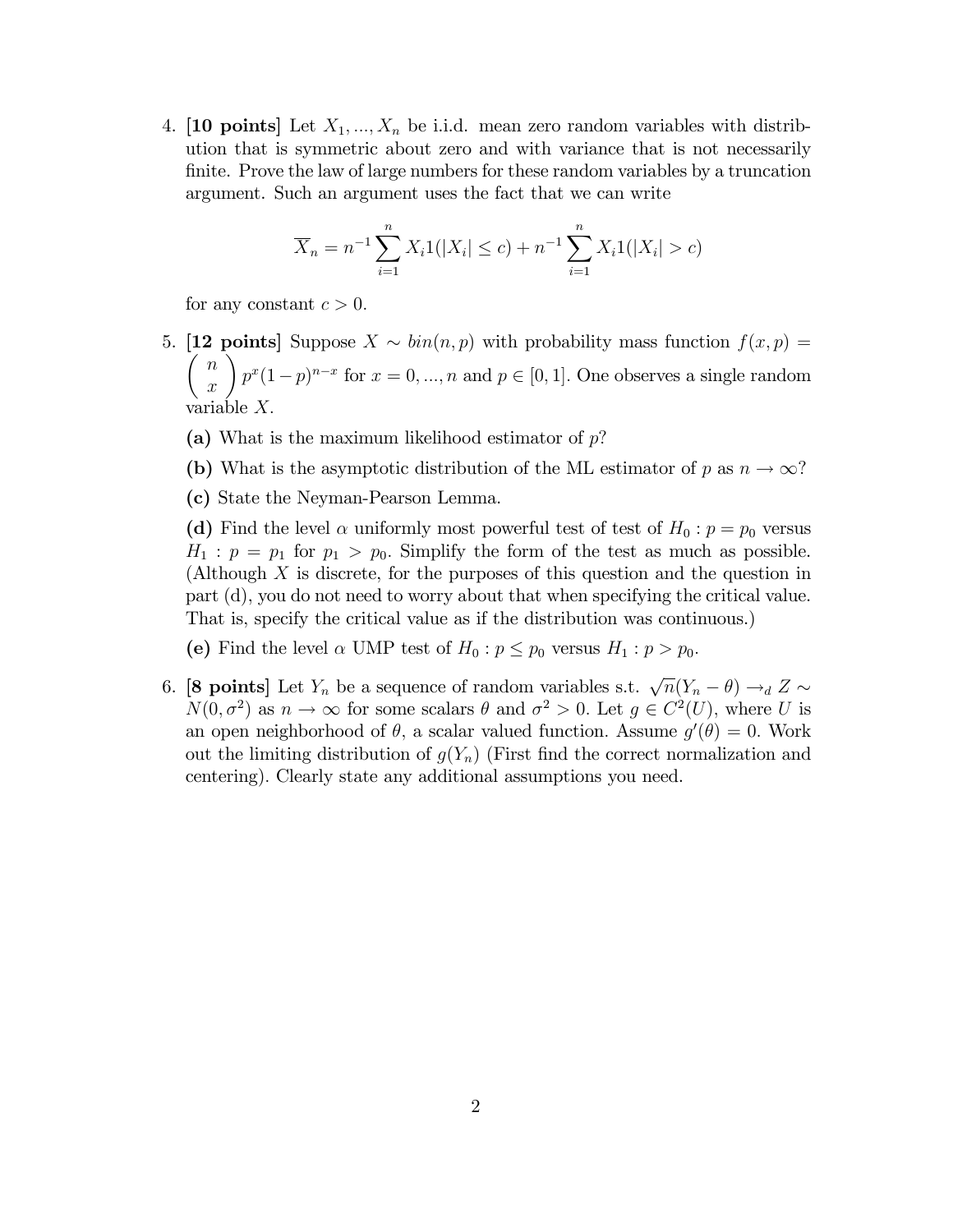4. **[10 points]** Let $X_1, ..., X_n$ be i.i.d. mean zero random variables with distribution that is symmetric about zero and with variance that is not necessarily finite. Prove the law of large numbers for these random variables by a truncation argument. Such an argument uses the fact that we can write

$$\overline{X}_n = n^{-1} \sum_{i=1}^{n} X_i 1(|X_i| \leq c) + n^{-1} \sum_{i=1}^{n} X_i 1(|X_i| > c)$$

for any constant $c > 0$.

5. **[12 points]** Suppose $X \sim bin(n, p)$ with probability mass function $f(x, p) = \binom{n}{x} p^x (1-p)^{n-x}$ for $x = 0, ..., n$ and $p \in [0, 1]$. One observes a single random variable $X$.

   **(a)** What is the maximum likelihood estimator of $p$?

   **(b)** What is the asymptotic distribution of the ML estimator of $p$ as $n \to \infty$?

   **(c)** State the Neyman-Pearson Lemma.

   **(d)** Find the level $\alpha$ uniformly most powerful test of test of $H_0 : p = p_0$ versus $H_1 : p = p_1$ for $p_1 > p_0$. Simplify the form of the test as much as possible. (Although $X$ is discrete, for the purposes of this question and the question in part (d), you do not need to worry about that when specifying the critical value. That is, specify the critical value as if the distribution was continuous.)

   **(e)** Find the level $\alpha$ UMP test of $H_0 : p \leq p_0$ versus $H_1 : p > p_0$.

6. **[8 points]** Let $Y_n$ be a sequence of random variables s.t. $\sqrt{n}(Y_n - \theta) \to_d Z \sim N(0, \sigma^2)$ as $n \to \infty$ for some scalars $\theta$ and $\sigma^2 > 0$. Let $g \in C^2(U)$, where $U$ is an open neighborhood of $\theta$, a scalar valued function. Assume $g'(\theta) = 0$. Work out the limiting distribution of $g(Y_n)$ (First find the correct normalization and centering). Clearly state any additional assumptions you need.